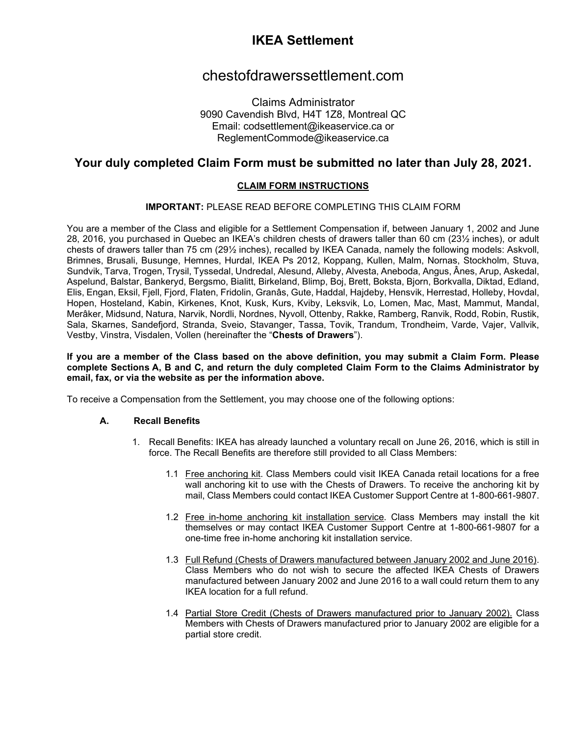# IKEA Settlement

## chestofdrawerssettlement.com

Claims Administrator
9090 Cavendish Blvd, H4T 1Z8, Montreal QC
Email: codsettlement@ikeaservice.ca or
ReglementCommode@ikeaservice.ca

## Your duly completed Claim Form must be submitted no later than July 28, 2021.

**CLAIM FORM INSTRUCTIONS**

**IMPORTANT:** PLEASE READ BEFORE COMPLETING THIS CLAIM FORM

You are a member of the Class and eligible for a Settlement Compensation if, between January 1, 2002 and June 28, 2016, you purchased in Quebec an IKEA's children chests of drawers taller than 60 cm (23½ inches), or adult chests of drawers taller than 75 cm (29½ inches), recalled by IKEA Canada, namely the following models: Askvoll, Brimnes, Brusali, Busunge, Hemnes, Hurdal, IKEA Ps 2012, Koppang, Kullen, Malm, Nornas, Stockholm, Stuva, Sundvik, Tarva, Trogen, Trysil, Tyssedal, Undredal, Alesund, Alleby, Alvesta, Aneboda, Angus, Ânes, Arup, Askedal, Aspelund, Balstar, Bankeryd, Bergsmo, Bialitt, Birkeland, Blimp, Boj, Brett, Boksta, Bjorn, Borkvalla, Diktad, Edland, Elis, Engan, Eksil, Fjell, Fjord, Flaten, Fridolin, Granâs, Gute, Haddal, Hajdeby, Hensvik, Herrestad, Holleby, Hovdal, Hopen, Hosteland, Kabin, Kirkenes, Knot, Kusk, Kurs, Kviby, Leksvik, Lo, Lomen, Mac, Mast, Mammut, Mandal, Merâker, Midsund, Natura, Narvik, Nordli, Nordnes, Nyvoll, Ottenby, Rakke, Ramberg, Ranvik, Rodd, Robin, Rustik, Sala, Skarnes, Sandefjord, Stranda, Sveio, Stavanger, Tassa, Tovik, Trandum, Trondheim, Varde, Vajer, Vallvik, Vestby, Vinstra, Visdalen, Vollen (hereinafter the "**Chests of Drawers**").

**If you are a member of the Class based on the above definition, you may submit a Claim Form. Please complete Sections A, B and C, and return the duly completed Claim Form to the Claims Administrator by email, fax, or via the website as per the information above.**

To receive a Compensation from the Settlement, you may choose one of the following options:

### A. Recall Benefits

1. Recall Benefits: IKEA has already launched a voluntary recall on June 26, 2016, which is still in force. The Recall Benefits are therefore still provided to all Class Members:

   1.1 Free anchoring kit. Class Members could visit IKEA Canada retail locations for a free wall anchoring kit to use with the Chests of Drawers. To receive the anchoring kit by mail, Class Members could contact IKEA Customer Support Centre at 1-800-661-9807.

   1.2 Free in-home anchoring kit installation service. Class Members may install the kit themselves or may contact IKEA Customer Support Centre at 1-800-661-9807 for a one-time free in-home anchoring kit installation service.

   1.3 Full Refund (Chests of Drawers manufactured between January 2002 and June 2016). Class Members who do not wish to secure the affected IKEA Chests of Drawers manufactured between January 2002 and June 2016 to a wall could return them to any IKEA location for a full refund.

   1.4 Partial Store Credit (Chests of Drawers manufactured prior to January 2002). Class Members with Chests of Drawers manufactured prior to January 2002 are eligible for a partial store credit.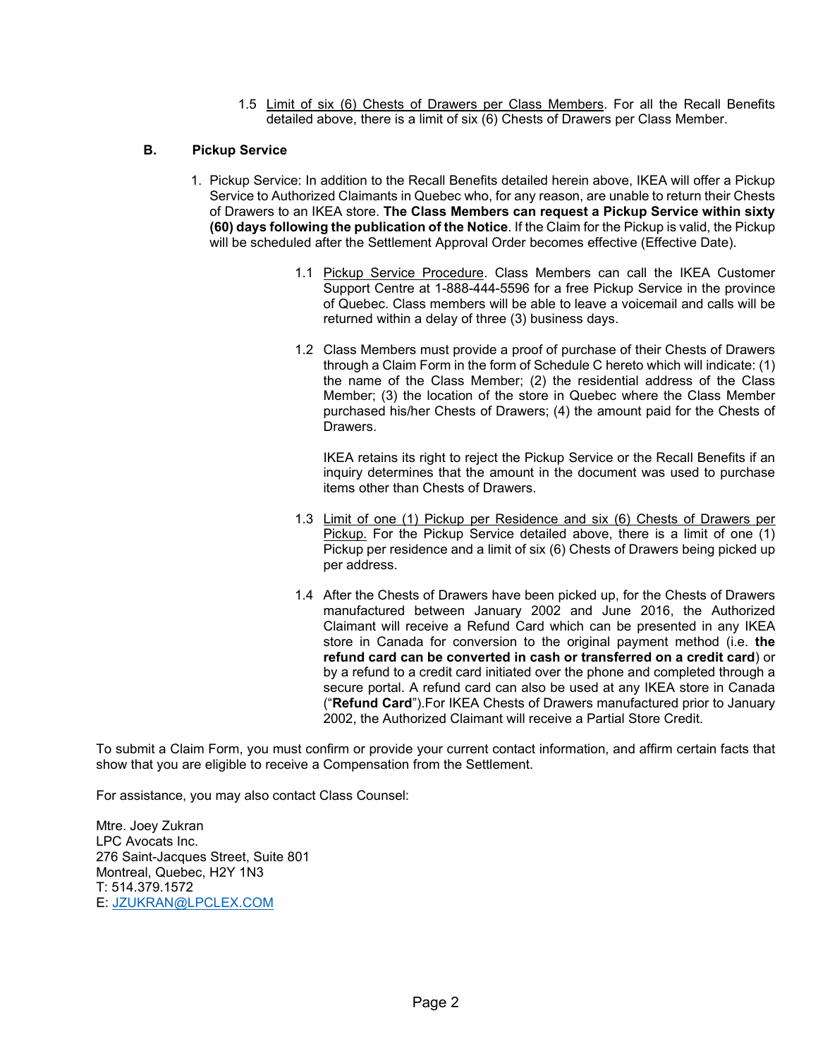1.5 Limit of six (6) Chests of Drawers per Class Members. For all the Recall Benefits detailed above, there is a limit of six (6) Chests of Drawers per Class Member.

**B. Pickup Service**

1. Pickup Service: In addition to the Recall Benefits detailed herein above, IKEA will offer a Pickup Service to Authorized Claimants in Quebec who, for any reason, are unable to return their Chests of Drawers to an IKEA store. **The Class Members can request a Pickup Service within sixty (60) days following the publication of the Notice**. If the Claim for the Pickup is valid, the Pickup will be scheduled after the Settlement Approval Order becomes effective (Effective Date).

   1.1 Pickup Service Procedure. Class Members can call the IKEA Customer Support Centre at 1-888-444-5596 for a free Pickup Service in the province of Quebec. Class members will be able to leave a voicemail and calls will be returned within a delay of three (3) business days.

   1.2 Class Members must provide a proof of purchase of their Chests of Drawers through a Claim Form in the form of Schedule C hereto which will indicate: (1) the name of the Class Member; (2) the residential address of the Class Member; (3) the location of the store in Quebec where the Class Member purchased his/her Chests of Drawers; (4) the amount paid for the Chests of Drawers.

   IKEA retains its right to reject the Pickup Service or the Recall Benefits if an inquiry determines that the amount in the document was used to purchase items other than Chests of Drawers.

   1.3 Limit of one (1) Pickup per Residence and six (6) Chests of Drawers per Pickup. For the Pickup Service detailed above, there is a limit of one (1) Pickup per residence and a limit of six (6) Chests of Drawers being picked up per address.

   1.4 After the Chests of Drawers have been picked up, for the Chests of Drawers manufactured between January 2002 and June 2016, the Authorized Claimant will receive a Refund Card which can be presented in any IKEA store in Canada for conversion to the original payment method (i.e. **the refund card can be converted in cash or transferred on a credit card**) or by a refund to a credit card initiated over the phone and completed through a secure portal. A refund card can also be used at any IKEA store in Canada ("**Refund Card**").For IKEA Chests of Drawers manufactured prior to January 2002, the Authorized Claimant will receive a Partial Store Credit.

To submit a Claim Form, you must confirm or provide your current contact information, and affirm certain facts that show that you are eligible to receive a Compensation from the Settlement.

For assistance, you may also contact Class Counsel:

Mtre. Joey Zukran
LPC Avocats Inc.
276 Saint-Jacques Street, Suite 801
Montreal, Quebec, H2Y 1N3
T: 514.379.1572
E: JZUKRAN@LPCLEX.COM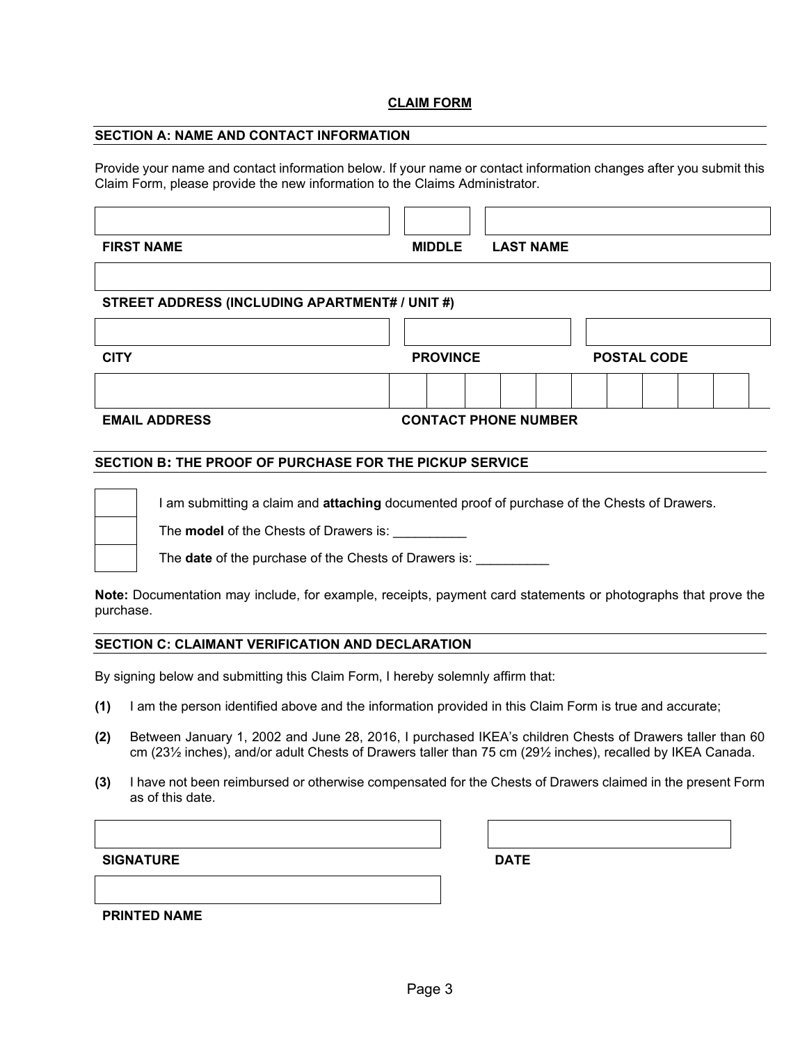## CLAIM FORM

### SECTION A: NAME AND CONTACT INFORMATION

Provide your name and contact information below. If your name or contact information changes after you submit this Claim Form, please provide the new information to the Claims Administrator.

**FIRST NAME** | **MIDDLE** | **LAST NAME**

**STREET ADDRESS (INCLUDING APARTMENT# / UNIT #)**

**CITY** | **PROVINCE** | **POSTAL CODE**

**EMAIL ADDRESS** | **CONTACT PHONE NUMBER**

### SECTION B: THE PROOF OF PURCHASE FOR THE PICKUP SERVICE

- ☐ I am submitting a claim and **attaching** documented proof of purchase of the Chests of Drawers.
- ☐ The **model** of the Chests of Drawers is: __________
- ☐ The **date** of the purchase of the Chests of Drawers is: __________

**Note:** Documentation may include, for example, receipts, payment card statements or photographs that prove the purchase.

### SECTION C: CLAIMANT VERIFICATION AND DECLARATION

By signing below and submitting this Claim Form, I hereby solemnly affirm that:

**(1)** I am the person identified above and the information provided in this Claim Form is true and accurate;

**(2)** Between January 1, 2002 and June 28, 2016, I purchased IKEA's children Chests of Drawers taller than 60 cm (23½ inches), and/or adult Chests of Drawers taller than 75 cm (29½ inches), recalled by IKEA Canada.

**(3)** I have not been reimbursed or otherwise compensated for the Chests of Drawers claimed in the present Form as of this date.

**SIGNATURE** | **DATE**

**PRINTED NAME**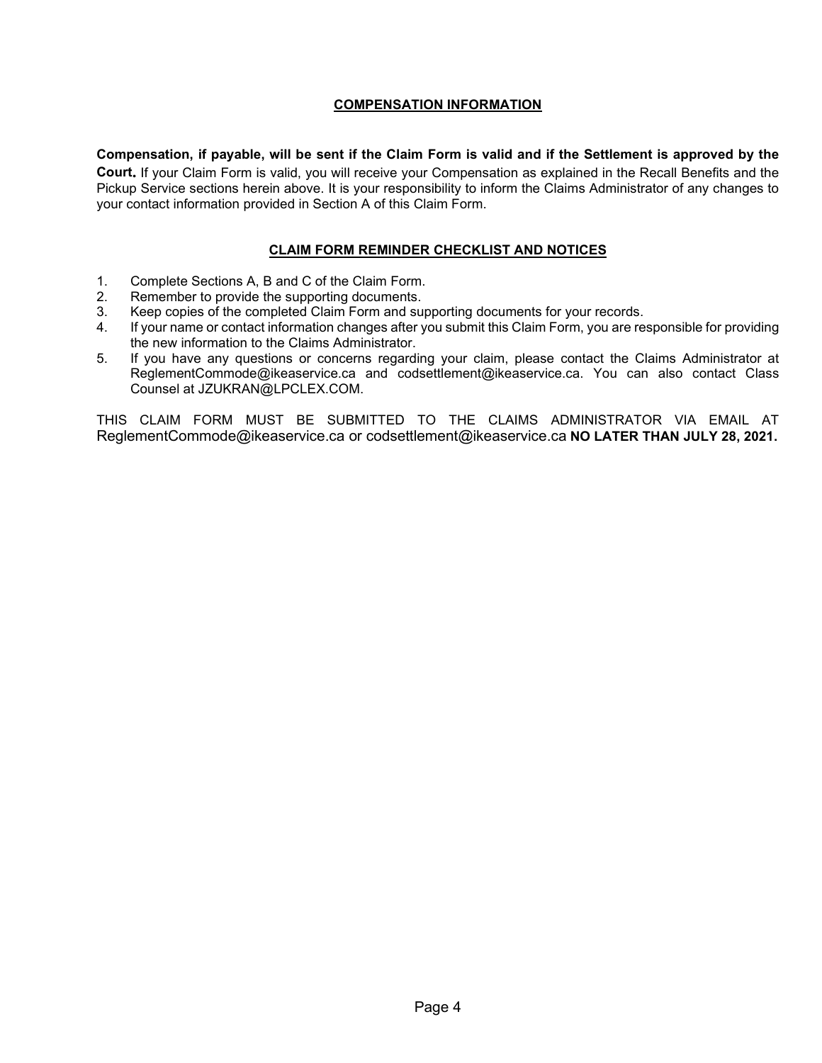## COMPENSATION INFORMATION

**Compensation, if payable, will be sent if the Claim Form is valid and if the Settlement is approved by the Court.** If your Claim Form is valid, you will receive your Compensation as explained in the Recall Benefits and the Pickup Service sections herein above. It is your responsibility to inform the Claims Administrator of any changes to your contact information provided in Section A of this Claim Form.

## CLAIM FORM REMINDER CHECKLIST AND NOTICES

1. Complete Sections A, B and C of the Claim Form.
2. Remember to provide the supporting documents.
3. Keep copies of the completed Claim Form and supporting documents for your records.
4. If your name or contact information changes after you submit this Claim Form, you are responsible for providing the new information to the Claims Administrator.
5. If you have any questions or concerns regarding your claim, please contact the Claims Administrator at ReglementCommode@ikeaservice.ca and codsettlement@ikeaservice.ca. You can also contact Class Counsel at JZUKRAN@LPCLEX.COM.

THIS CLAIM FORM MUST BE SUBMITTED TO THE CLAIMS ADMINISTRATOR VIA EMAIL AT ReglementCommode@ikeaservice.ca or codsettlement@ikeaservice.ca **NO LATER THAN JULY 28, 2021.**